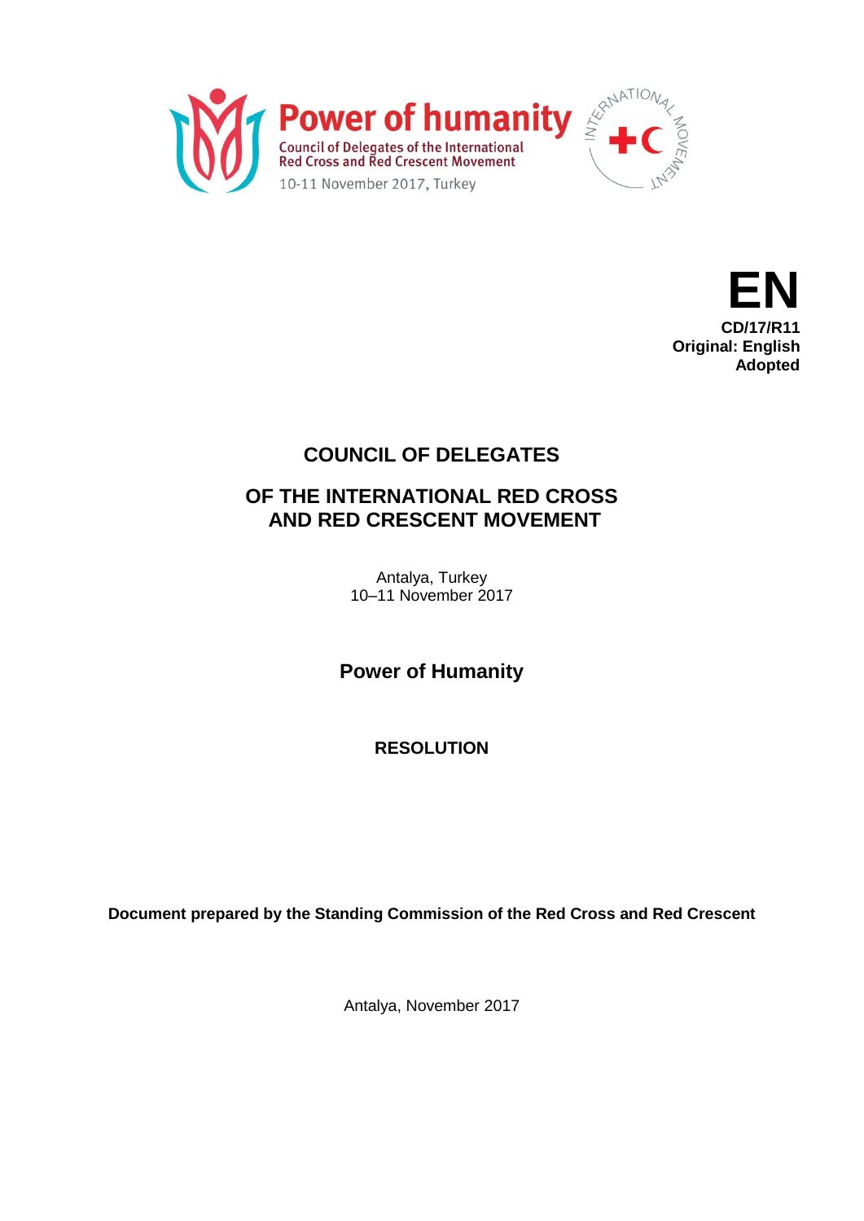**Power of humanity**
Council of Delegates of the International Red Cross and Red Crescent Movement
10-11 November 2017, Turkey

INTERNATIONAL MOVEMENT

**EN**
**CD/17/R11**
**Original: English**
**Adopted**

# COUNCIL OF DELEGATES

## OF THE INTERNATIONAL RED CROSS AND RED CRESCENT MOVEMENT

Antalya, Turkey
10–11 November 2017

## Power of Humanity

### RESOLUTION

**Document prepared by the Standing Commission of the Red Cross and Red Crescent**

Antalya, November 2017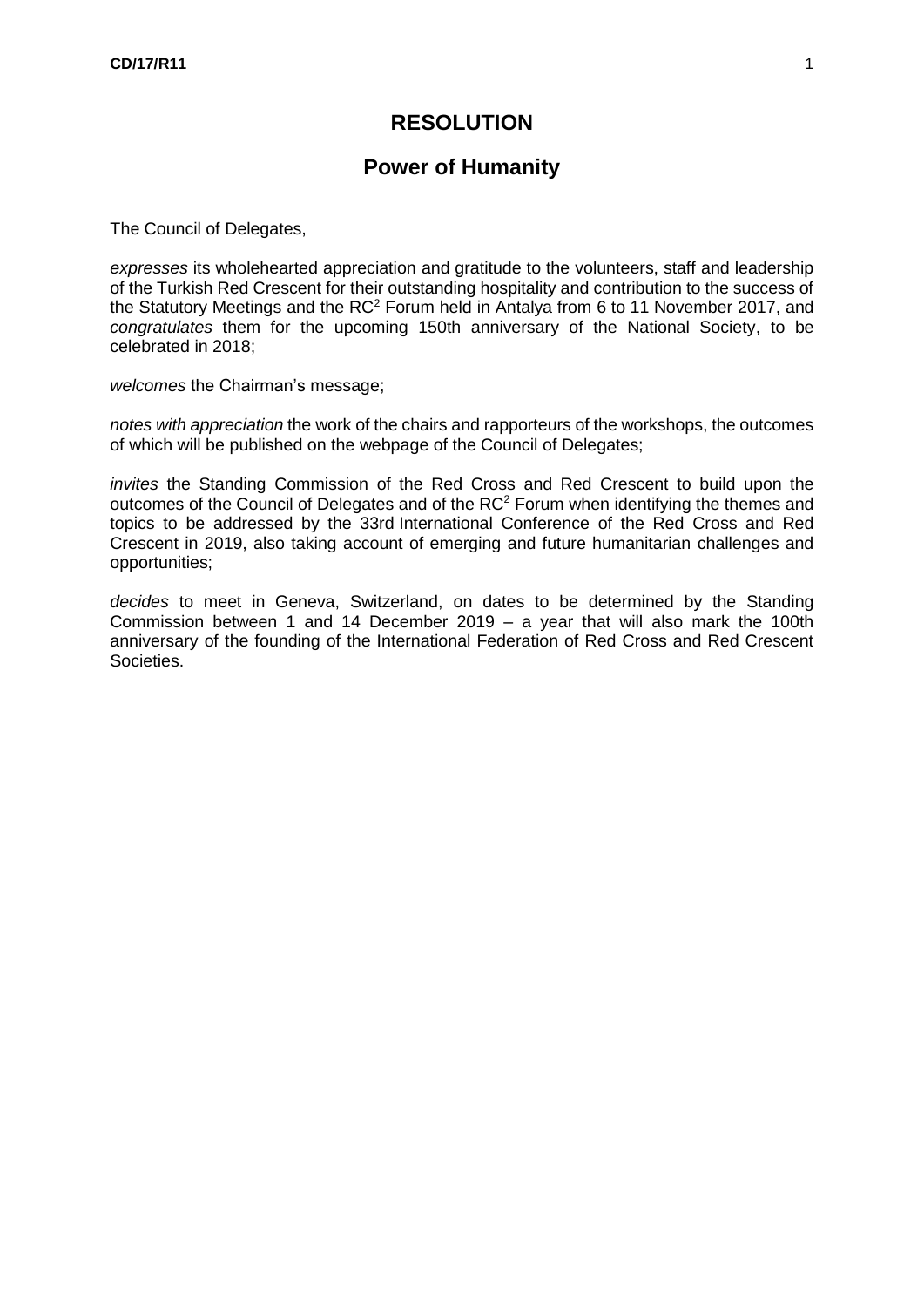# RESOLUTION

## Power of Humanity

The Council of Delegates,

*expresses* its wholehearted appreciation and gratitude to the volunteers, staff and leadership of the Turkish Red Crescent for their outstanding hospitality and contribution to the success of the Statutory Meetings and the RC$^2$ Forum held in Antalya from 6 to 11 November 2017, and *congratulates* them for the upcoming 150th anniversary of the National Society, to be celebrated in 2018;

*welcomes* the Chairman's message;

*notes with appreciation* the work of the chairs and rapporteurs of the workshops, the outcomes of which will be published on the webpage of the Council of Delegates;

*invites* the Standing Commission of the Red Cross and Red Crescent to build upon the outcomes of the Council of Delegates and of the RC$^2$ Forum when identifying the themes and topics to be addressed by the 33rd International Conference of the Red Cross and Red Crescent in 2019, also taking account of emerging and future humanitarian challenges and opportunities;

*decides* to meet in Geneva, Switzerland, on dates to be determined by the Standing Commission between 1 and 14 December 2019 – a year that will also mark the 100th anniversary of the founding of the International Federation of Red Cross and Red Crescent Societies.